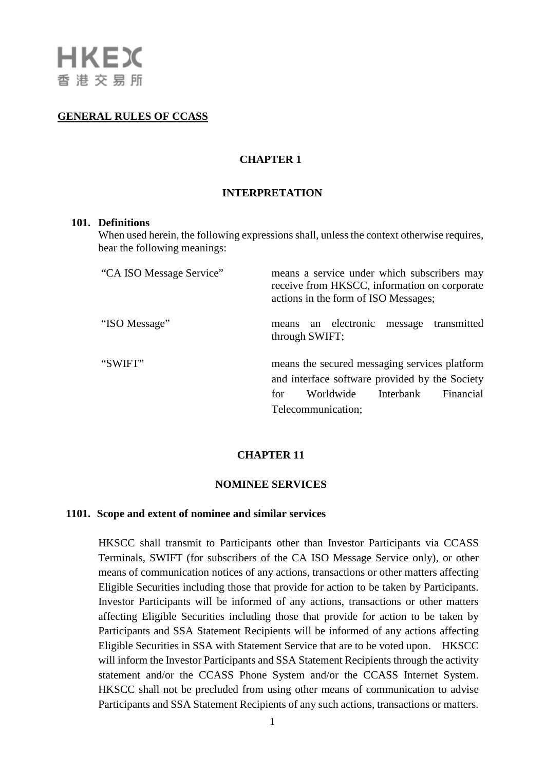HKEX 香港交易所

## GENERAL RULES OF CCASS

## CHAPTER 1

## INTERPRETATION

### 101. Definitions

When used herein, the following expressions shall, unless the context otherwise requires, bear the following meanings:

| | |
|---|---|
| "CA ISO Message Service" | means a service under which subscribers may receive from HKSCC, information on corporate actions in the form of ISO Messages; |
| "ISO Message" | means an electronic message transmitted through SWIFT; |
| "SWIFT" | means the secured messaging services platform and interface software provided by the Society for Worldwide Interbank Financial Telecommunication; |

## CHAPTER 11

## NOMINEE SERVICES

### 1101. Scope and extent of nominee and similar services

HKSCC shall transmit to Participants other than Investor Participants via CCASS Terminals, SWIFT (for subscribers of the CA ISO Message Service only), or other means of communication notices of any actions, transactions or other matters affecting Eligible Securities including those that provide for action to be taken by Participants. Investor Participants will be informed of any actions, transactions or other matters affecting Eligible Securities including those that provide for action to be taken by Participants and SSA Statement Recipients will be informed of any actions affecting Eligible Securities in SSA with Statement Service that are to be voted upon. HKSCC will inform the Investor Participants and SSA Statement Recipients through the activity statement and/or the CCASS Phone System and/or the CCASS Internet System. HKSCC shall not be precluded from using other means of communication to advise Participants and SSA Statement Recipients of any such actions, transactions or matters.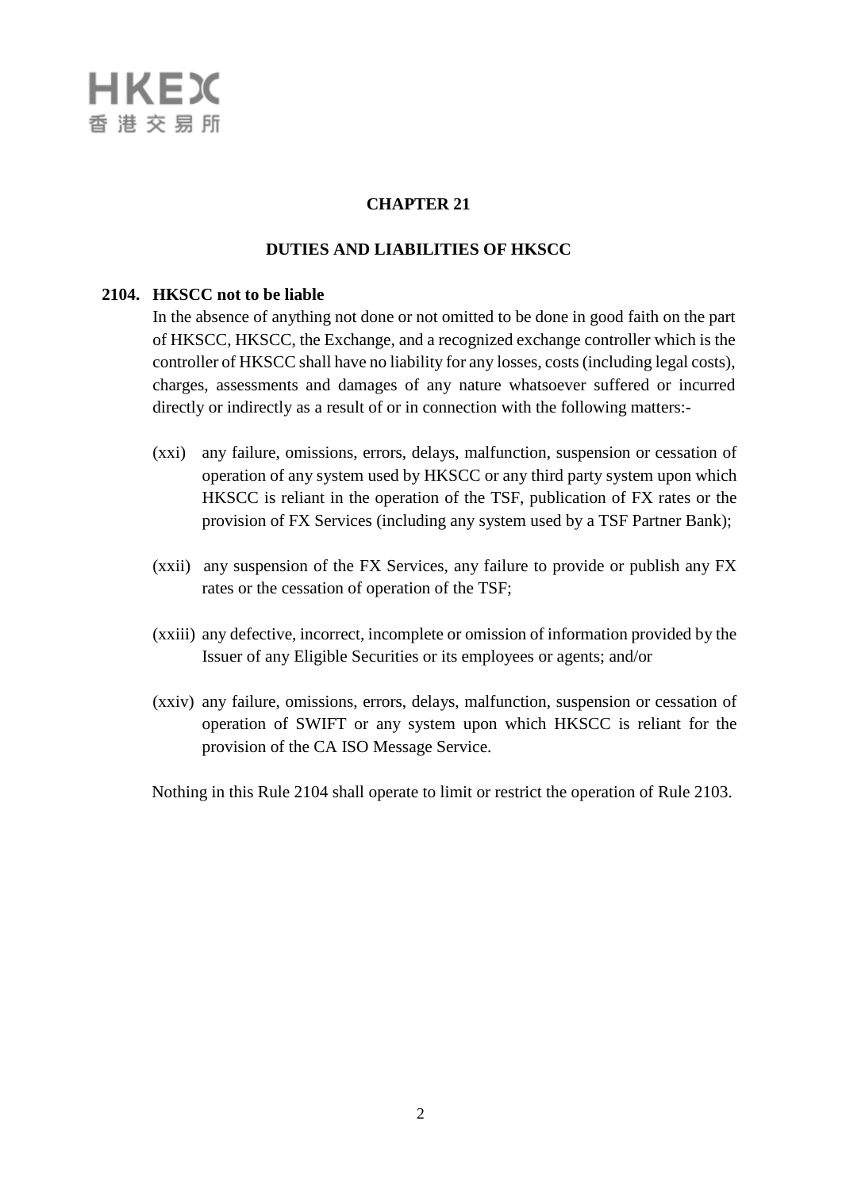**CHAPTER 21**

**DUTIES AND LIABILITIES OF HKSCC**

**2104. HKSCC not to be liable**

In the absence of anything not done or not omitted to be done in good faith on the part of HKSCC, HKSCC, the Exchange, and a recognized exchange controller which is the controller of HKSCC shall have no liability for any losses, costs (including legal costs), charges, assessments and damages of any nature whatsoever suffered or incurred directly or indirectly as a result of or in connection with the following matters:-

(xxi) any failure, omissions, errors, delays, malfunction, suspension or cessation of operation of any system used by HKSCC or any third party system upon which HKSCC is reliant in the operation of the TSF, publication of FX rates or the provision of FX Services (including any system used by a TSF Partner Bank);

(xxii) any suspension of the FX Services, any failure to provide or publish any FX rates or the cessation of operation of the TSF;

(xxiii) any defective, incorrect, incomplete or omission of information provided by the Issuer of any Eligible Securities or its employees or agents; and/or

(xxiv) any failure, omissions, errors, delays, malfunction, suspension or cessation of operation of SWIFT or any system upon which HKSCC is reliant for the provision of the CA ISO Message Service.

Nothing in this Rule 2104 shall operate to limit or restrict the operation of Rule 2103.